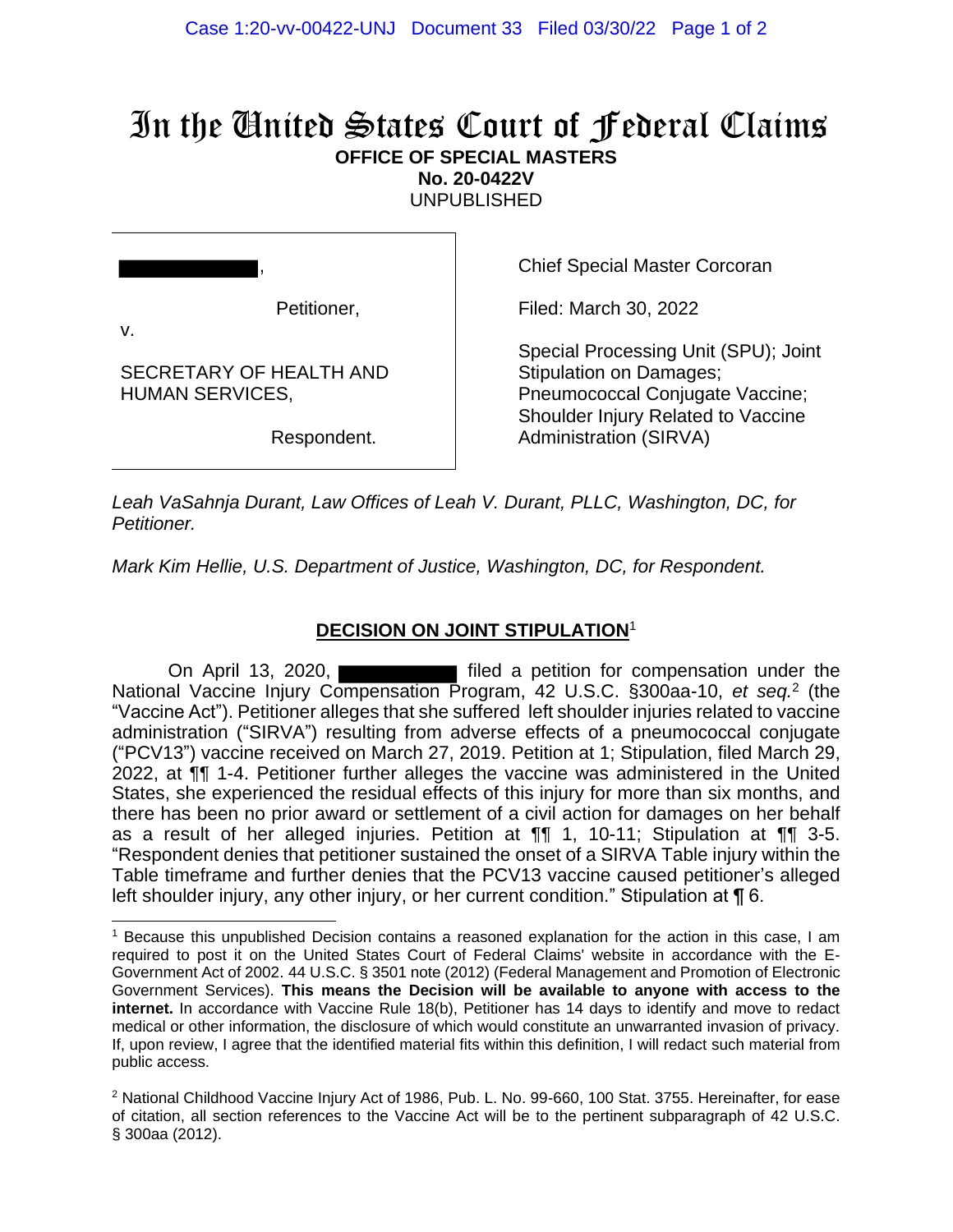# In the United States Court of Federal Claims

**OFFICE OF SPECIAL MASTERS**
**No. 20-0422V**
UNPUBLISHED

| | |
|---|---|
| ███████████, Petitioner, v. SECRETARY OF HEALTH AND HUMAN SERVICES, Respondent. | Chief Special Master Corcoran<br><br>Filed: March 30, 2022<br><br>Special Processing Unit (SPU); Joint Stipulation on Damages; Pneumococcal Conjugate Vaccine; Shoulder Injury Related to Vaccine Administration (SIRVA) |

*Leah VaSahnja Durant, Law Offices of Leah V. Durant, PLLC, Washington, DC, for Petitioner.*

*Mark Kim Hellie, U.S. Department of Justice, Washington, DC, for Respondent.*

## DECISION ON JOINT STIPULATION[1]

On April 13, 2020, ███████████ filed a petition for compensation under the National Vaccine Injury Compensation Program, 42 U.S.C. §300aa-10, *et seq.*[2] (the "Vaccine Act"). Petitioner alleges that she suffered left shoulder injuries related to vaccine administration ("SIRVA") resulting from adverse effects of a pneumococcal conjugate ("PCV13") vaccine received on March 27, 2019. Petition at 1; Stipulation, filed March 29, 2022, at ¶¶ 1-4. Petitioner further alleges the vaccine was administered in the United States, she experienced the residual effects of this injury for more than six months, and there has been no prior award or settlement of a civil action for damages on her behalf as a result of her alleged injuries. Petition at ¶¶ 1, 10-11; Stipulation at ¶¶ 3-5. "Respondent denies that petitioner sustained the onset of a SIRVA Table injury within the Table timeframe and further denies that the PCV13 vaccine caused petitioner's alleged left shoulder injury, any other injury, or her current condition." Stipulation at ¶ 6.

---

[1] Because this unpublished Decision contains a reasoned explanation for the action in this case, I am required to post it on the United States Court of Federal Claims' website in accordance with the E-Government Act of 2002. 44 U.S.C. § 3501 note (2012) (Federal Management and Promotion of Electronic Government Services). **This means the Decision will be available to anyone with access to the internet.** In accordance with Vaccine Rule 18(b), Petitioner has 14 days to identify and move to redact medical or other information, the disclosure of which would constitute an unwarranted invasion of privacy. If, upon review, I agree that the identified material fits within this definition, I will redact such material from public access.

[2] National Childhood Vaccine Injury Act of 1986, Pub. L. No. 99-660, 100 Stat. 3755. Hereinafter, for ease of citation, all section references to the Vaccine Act will be to the pertinent subparagraph of 42 U.S.C. § 300aa (2012).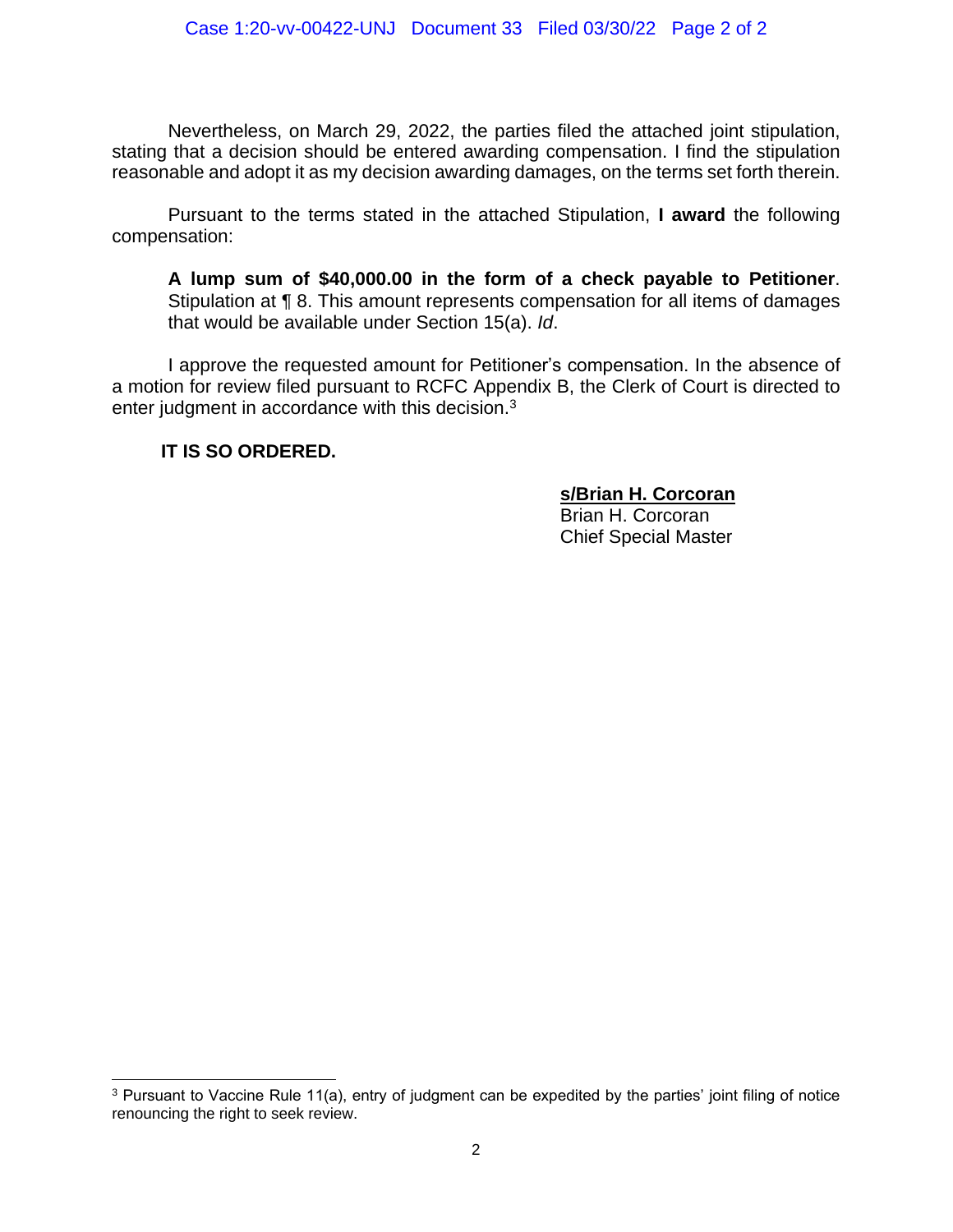Nevertheless, on March 29, 2022, the parties filed the attached joint stipulation, stating that a decision should be entered awarding compensation. I find the stipulation reasonable and adopt it as my decision awarding damages, on the terms set forth therein.

Pursuant to the terms stated in the attached Stipulation, **I award** the following compensation:

> **A lump sum of $40,000.00 in the form of a check payable to Petitioner**. Stipulation at ¶ 8. This amount represents compensation for all items of damages that would be available under Section 15(a). *Id*.

I approve the requested amount for Petitioner's compensation. In the absence of a motion for review filed pursuant to RCFC Appendix B, the Clerk of Court is directed to enter judgment in accordance with this decision.[3]

**IT IS SO ORDERED.**

**s/Brian H. Corcoran**
Brian H. Corcoran
Chief Special Master

---

[3] Pursuant to Vaccine Rule 11(a), entry of judgment can be expedited by the parties' joint filing of notice renouncing the right to seek review.